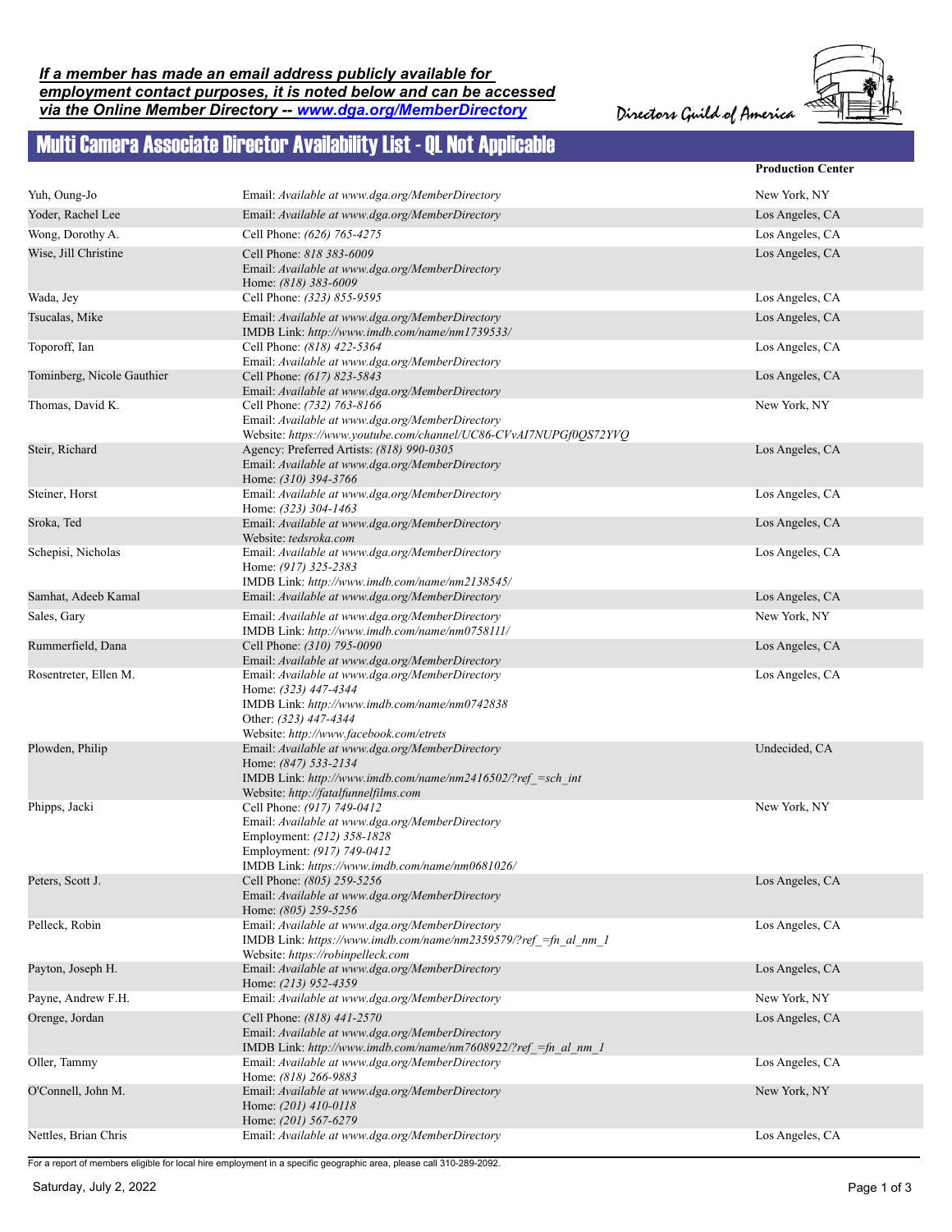***If a member has made an email address publicly available for employment contact purposes, it is noted below and can be accessed via the Online Member Directory -- [www.dga.org/MemberDirectory](http://www.dga.org/MemberDirectory)***

Directors Guild of America

# Multi Camera Associate Director Availability List - QL Not Applicable

| | | Production Center |
|---|---|---|
| Yuh, Oung-Jo | Email: *Available at www.dga.org/MemberDirectory* | New York, NY |
| Yoder, Rachel Lee | Email: *Available at www.dga.org/MemberDirectory* | Los Angeles, CA |
| Wong, Dorothy A. | Cell Phone: *(626) 765-4275* | Los Angeles, CA |
| Wise, Jill Christine | Cell Phone: *818 383-6009*<br>Email: *Available at www.dga.org/MemberDirectory*<br>Home: *(818) 383-6009* | Los Angeles, CA |
| Wada, Jey | Cell Phone: *(323) 855-9595* | Los Angeles, CA |
| Tsucalas, Mike | Email: *Available at www.dga.org/MemberDirectory*<br>IMDB Link: *http://www.imdb.com/name/nm1739533/* | Los Angeles, CA |
| Toporoff, Ian | Cell Phone: *(818) 422-5364*<br>Email: *Available at www.dga.org/MemberDirectory* | Los Angeles, CA |
| Tominberg, Nicole Gauthier | Cell Phone: *(617) 823-5843*<br>Email: *Available at www.dga.org/MemberDirectory* | Los Angeles, CA |
| Thomas, David K. | Cell Phone: *(732) 763-8166*<br>Email: *Available at www.dga.org/MemberDirectory*<br>Website: *https://www.youtube.com/channel/UC86-CVvAI7NUPGf0QS72YVQ* | New York, NY |
| Steir, Richard | Agency: Preferred Artists: *(818) 990-0305*<br>Email: *Available at www.dga.org/MemberDirectory*<br>Home: *(310) 394-3766* | Los Angeles, CA |
| Steiner, Horst | Email: *Available at www.dga.org/MemberDirectory*<br>Home: *(323) 304-1463* | Los Angeles, CA |
| Sroka, Ted | Email: *Available at www.dga.org/MemberDirectory*<br>Website: *tedsroka.com* | Los Angeles, CA |
| Schepisi, Nicholas | Email: *Available at www.dga.org/MemberDirectory*<br>Home: *(917) 325-2383*<br>IMDB Link: *http://www.imdb.com/name/nm2138545/* | Los Angeles, CA |
| Samhat, Adeeb Kamal | Email: *Available at www.dga.org/MemberDirectory* | Los Angeles, CA |
| Sales, Gary | Email: *Available at www.dga.org/MemberDirectory*<br>IMDB Link: *http://www.imdb.com/name/nm0758111/* | New York, NY |
| Rummerfield, Dana | Cell Phone: *(310) 795-0090*<br>Email: *Available at www.dga.org/MemberDirectory* | Los Angeles, CA |
| Rosentreter, Ellen M. | Email: *Available at www.dga.org/MemberDirectory*<br>Home: *(323) 447-4344*<br>IMDB Link: *http://www.imdb.com/name/nm0742838*<br>Other: *(323) 447-4344*<br>Website: *http://www.facebook.com/etrets* | Los Angeles, CA |
| Plowden, Philip | Email: *Available at www.dga.org/MemberDirectory*<br>Home: *(847) 533-2134*<br>IMDB Link: *http://www.imdb.com/name/nm2416502/?ref_=sch_int*<br>Website: *http://fatalfunnelfilms.com* | Undecided, CA |
| Phipps, Jacki | Cell Phone: *(917) 749-0412*<br>Email: *Available at www.dga.org/MemberDirectory*<br>Employment: *(212) 358-1828*<br>Employment: *(917) 749-0412*<br>IMDB Link: *https://www.imdb.com/name/nm0681026/* | New York, NY |
| Peters, Scott J. | Cell Phone: *(805) 259-5256*<br>Email: *Available at www.dga.org/MemberDirectory*<br>Home: *(805) 259-5256* | Los Angeles, CA |
| Pelleck, Robin | Email: *Available at www.dga.org/MemberDirectory*<br>IMDB Link: *https://www.imdb.com/name/nm2359579/?ref_=fn_al_nm_1*<br>Website: *https://robinpelleck.com* | Los Angeles, CA |
| Payton, Joseph H. | Email: *Available at www.dga.org/MemberDirectory*<br>Home: *(213) 952-4359* | Los Angeles, CA |
| Payne, Andrew F.H. | Email: *Available at www.dga.org/MemberDirectory* | New York, NY |
| Orenge, Jordan | Cell Phone: *(818) 441-2570*<br>Email: *Available at www.dga.org/MemberDirectory*<br>IMDB Link: *http://www.imdb.com/name/nm7608922/?ref_=fn_al_nm_1* | Los Angeles, CA |
| Oller, Tammy | Email: *Available at www.dga.org/MemberDirectory*<br>Home: *(818) 266-9883* | Los Angeles, CA |
| O'Connell, John M. | Email: *Available at www.dga.org/MemberDirectory*<br>Home: *(201) 410-0118*<br>Home: *(201) 567-6279* | New York, NY |
| Nettles, Brian Chris | Email: *Available at www.dga.org/MemberDirectory* | Los Angeles, CA |

For a report of members eligible for local hire employment in a specific geographic area, please call 310-289-2092.

Saturday, July 2, 2022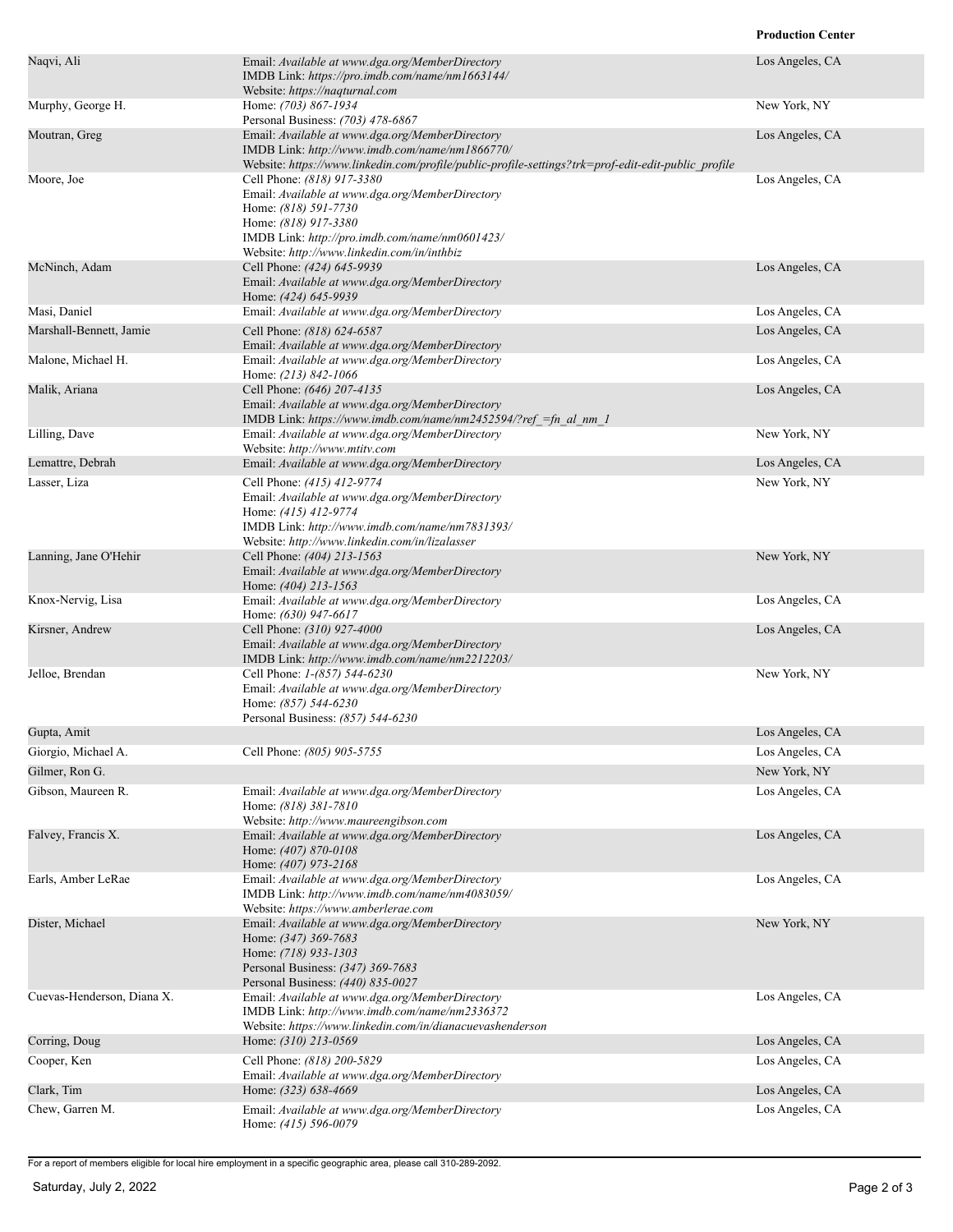| | | Production Center |
|---|---|---|
| Naqvi, Ali | Email: *Available at www.dga.org/MemberDirectory*<br>IMDB Link: *https://pro.imdb.com/name/nm1663144/*<br>Website: *https://naqturnal.com* | Los Angeles, CA |
| Murphy, George H. | Home: *(703) 867-1934*<br>Personal Business: *(703) 478-6867* | New York, NY |
| Moutran, Greg | Email: *Available at www.dga.org/MemberDirectory*<br>IMDB Link: *http://www.imdb.com/name/nm1866770/*<br>Website: *https://www.linkedin.com/profile/public-profile-settings?trk=prof-edit-edit-public_profile* | Los Angeles, CA |
| Moore, Joe | Cell Phone: *(818) 917-3380*<br>Email: *Available at www.dga.org/MemberDirectory*<br>Home: *(818) 591-7730*<br>Home: *(818) 917-3380*<br>IMDB Link: *http://pro.imdb.com/name/nm0601423/*<br>Website: *http://www.linkedin.com/in/inthbiz* | Los Angeles, CA |
| McNinch, Adam | Cell Phone: *(424) 645-9939*<br>Email: *Available at www.dga.org/MemberDirectory*<br>Home: *(424) 645-9939* | Los Angeles, CA |
| Masi, Daniel | Email: *Available at www.dga.org/MemberDirectory* | Los Angeles, CA |
| Marshall-Bennett, Jamie | Cell Phone: *(818) 624-6587*<br>Email: *Available at www.dga.org/MemberDirectory* | Los Angeles, CA |
| Malone, Michael H. | Email: *Available at www.dga.org/MemberDirectory*<br>Home: *(213) 842-1066* | Los Angeles, CA |
| Malik, Ariana | Cell Phone: *(646) 207-4135*<br>Email: *Available at www.dga.org/MemberDirectory*<br>IMDB Link: *https://www.imdb.com/name/nm2452594/?ref_=fn_al_nm_1* | Los Angeles, CA |
| Lilling, Dave | Email: *Available at www.dga.org/MemberDirectory*<br>Website: *http://www.mtitv.com* | New York, NY |
| Lemattre, Debrah | Email: *Available at www.dga.org/MemberDirectory* | Los Angeles, CA |
| Lasser, Liza | Cell Phone: *(415) 412-9774*<br>Email: *Available at www.dga.org/MemberDirectory*<br>Home: *(415) 412-9774*<br>IMDB Link: *http://www.imdb.com/name/nm7831393/*<br>Website: *http://www.linkedin.com/in/lizalasser* | New York, NY |
| Lanning, Jane O'Hehir | Cell Phone: *(404) 213-1563*<br>Email: *Available at www.dga.org/MemberDirectory*<br>Home: *(404) 213-1563* | New York, NY |
| Knox-Nervig, Lisa | Email: *Available at www.dga.org/MemberDirectory*<br>Home: *(630) 947-6617* | Los Angeles, CA |
| Kirsner, Andrew | Cell Phone: *(310) 927-4000*<br>Email: *Available at www.dga.org/MemberDirectory*<br>IMDB Link: *http://www.imdb.com/name/nm2212203/* | Los Angeles, CA |
| Jelloe, Brendan | Cell Phone: *1-(857) 544-6230*<br>Email: *Available at www.dga.org/MemberDirectory*<br>Home: *(857) 544-6230*<br>Personal Business: *(857) 544-6230* | New York, NY |
| Gupta, Amit | | Los Angeles, CA |
| Giorgio, Michael A. | Cell Phone: *(805) 905-5755* | Los Angeles, CA |
| Gilmer, Ron G. | | New York, NY |
| Gibson, Maureen R. | Email: *Available at www.dga.org/MemberDirectory*<br>Home: *(818) 381-7810*<br>Website: *http://www.maureengibson.com* | Los Angeles, CA |
| Falvey, Francis X. | Email: *Available at www.dga.org/MemberDirectory*<br>Home: *(407) 870-0108*<br>Home: *(407) 973-2168* | Los Angeles, CA |
| Earls, Amber LeRae | Email: *Available at www.dga.org/MemberDirectory*<br>IMDB Link: *http://www.imdb.com/name/nm4083059/*<br>Website: *https://www.amberlerae.com* | Los Angeles, CA |
| Dister, Michael | Email: *Available at www.dga.org/MemberDirectory*<br>Home: *(347) 369-7683*<br>Home: *(718) 933-1303*<br>Personal Business: *(347) 369-7683*<br>Personal Business: *(440) 835-0027* | New York, NY |
| Cuevas-Henderson, Diana X. | Email: *Available at www.dga.org/MemberDirectory*<br>IMDB Link: *http://www.imdb.com/name/nm2336372*<br>Website: *https://www.linkedin.com/in/dianacuevashenderson* | Los Angeles, CA |
| Corring, Doug | Home: *(310) 213-0569* | Los Angeles, CA |
| Cooper, Ken | Cell Phone: *(818) 200-5829*<br>Email: *Available at www.dga.org/MemberDirectory* | Los Angeles, CA |
| Clark, Tim | Home: *(323) 638-4669* | Los Angeles, CA |
| Chew, Garren M. | Email: *Available at www.dga.org/MemberDirectory*<br>Home: *(415) 596-0079* | Los Angeles, CA |

For a report of members eligible for local hire employment in a specific geographic area, please call 310-289-2092.

Saturday, July 2, 2022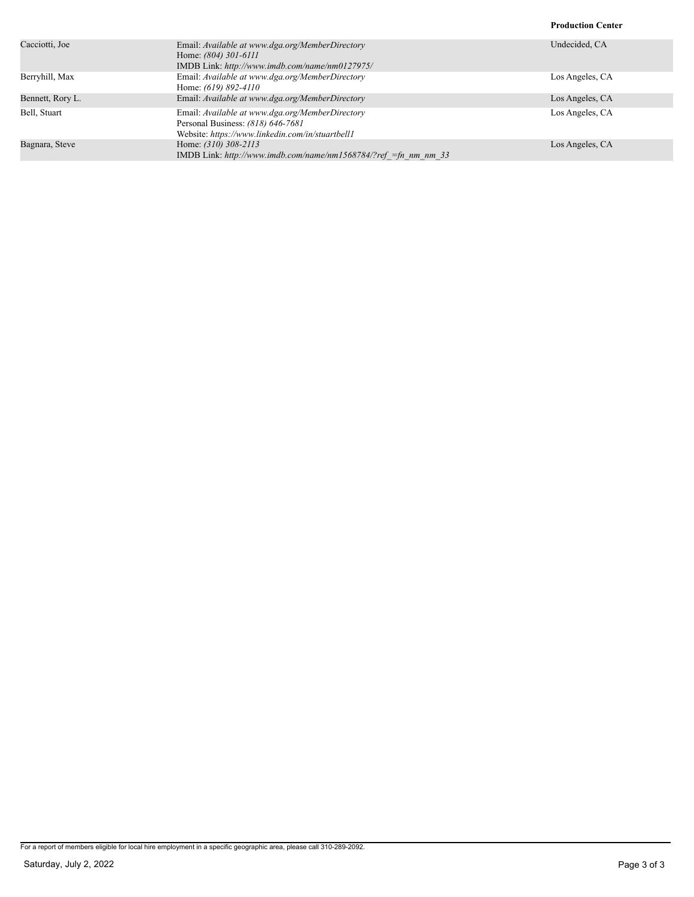| | | Production Center |
|---|---|---|
| Cacciotti, Joe | Email: *Available at www.dga.org/MemberDirectory*<br>Home: *(804) 301-6111*<br>IMDB Link: *http://www.imdb.com/name/nm0127975/* | Undecided, CA |
| Berryhill, Max | Email: *Available at www.dga.org/MemberDirectory*<br>Home: *(619) 892-4110* | Los Angeles, CA |
| Bennett, Rory L. | Email: *Available at www.dga.org/MemberDirectory* | Los Angeles, CA |
| Bell, Stuart | Email: *Available at www.dga.org/MemberDirectory*<br>Personal Business: *(818) 646-7681*<br>Website: *https://www.linkedin.com/in/stuartbell1* | Los Angeles, CA |
| Bagnara, Steve | Home: *(310) 308-2113*<br>IMDB Link: *http://www.imdb.com/name/nm1568784/?ref_=fn_nm_nm_33* | Los Angeles, CA |

For a report of members eligible for local hire employment in a specific geographic area, please call 310-289-2092.

Saturday, July 2, 2022